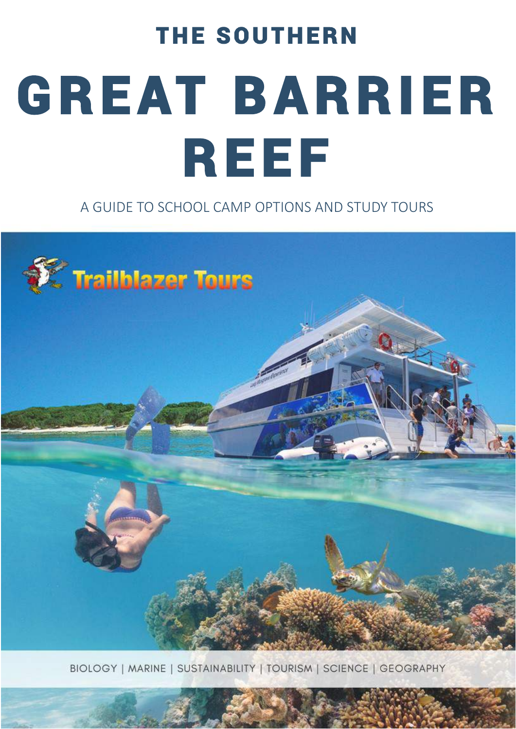# THE SOUTHERN

# GREAT BARRIER REEF

A GUIDE TO SCHOOL CAMP OPTIONS AND STUDY TOURS

Trailblazer Tours

BIOLOGY | MARINE | SUSTAINABILITY | TOURISM | SCIENCE | GEOGRAPHY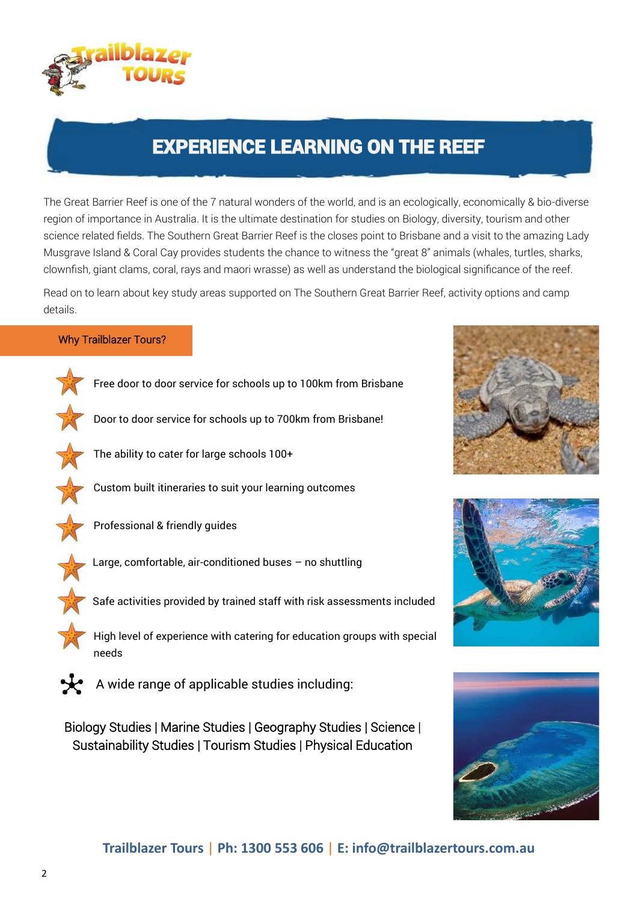# EXPERIENCE LEARNING ON THE REEF

The Great Barrier Reef is one of the 7 natural wonders of the world, and is an ecologically, economically & bio-diverse region of importance in Australia. It is the ultimate destination for studies on Biology, diversity, tourism and other science related fields. The Southern Great Barrier Reef is the closes point to Brisbane and a visit to the amazing Lady Musgrave Island & Coral Cay provides students the chance to witness the "great 8" animals (whales, turtles, sharks, clownfish, giant clams, coral, rays and maori wrasse) as well as understand the biological significance of the reef.

Read on to learn about key study areas supported on The Southern Great Barrier Reef, activity options and camp details.

## Why Trailblazer Tours?

- Free door to door service for schools up to 100km from Brisbane
- Door to door service for schools up to 700km from Brisbane!
- The ability to cater for large schools 100+
- Custom built itineraries to suit your learning outcomes
- Professional & friendly guides
- Large, comfortable, air-conditioned buses – no shuttling
- Safe activities provided by trained staff with risk assessments included
- High level of experience with catering for education groups with special needs

A wide range of applicable studies including:

Biology Studies | Marine Studies | Geography Studies | Science | Sustainability Studies | Tourism Studies | Physical Education

**Trailblazer Tours | Ph: 1300 553 606 | E: info@trailblazertours.com.au**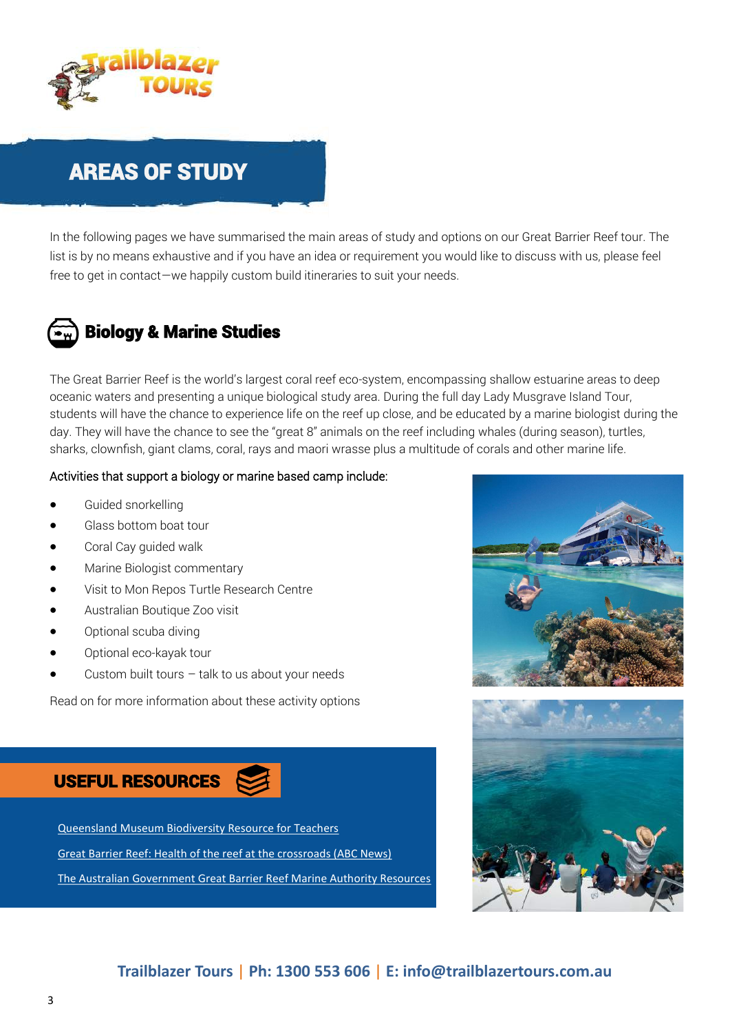# AREAS OF STUDY

In the following pages we have summarised the main areas of study and options on our Great Barrier Reef tour. The list is by no means exhaustive and if you have an idea or requirement you would like to discuss with us, please feel free to get in contact—we happily custom build itineraries to suit your needs.

## Biology & Marine Studies

The Great Barrier Reef is the world's largest coral reef eco-system, encompassing shallow estuarine areas to deep oceanic waters and presenting a unique biological study area. During the full day Lady Musgrave Island Tour, students will have the chance to experience life on the reef up close, and be educated by a marine biologist during the day. They will have the chance to see the "great 8" animals on the reef including whales (during season), turtles, sharks, clownfish, giant clams, coral, rays and maori wrasse plus a multitude of corals and other marine life.

Activities that support a biology or marine based camp include:

- Guided snorkelling
- Glass bottom boat tour
- Coral Cay guided walk
- Marine Biologist commentary
- Visit to Mon Repos Turtle Research Centre
- Australian Boutique Zoo visit
- Optional scuba diving
- Optional eco-kayak tour
- Custom built tours – talk to us about your needs

Read on for more information about these activity options

### USEFUL RESOURCES

- Queensland Museum Biodiversity Resource for Teachers
- Great Barrier Reef: Health of the reef at the crossroads (ABC News)
- The Australian Government Great Barrier Reef Marine Authority Resources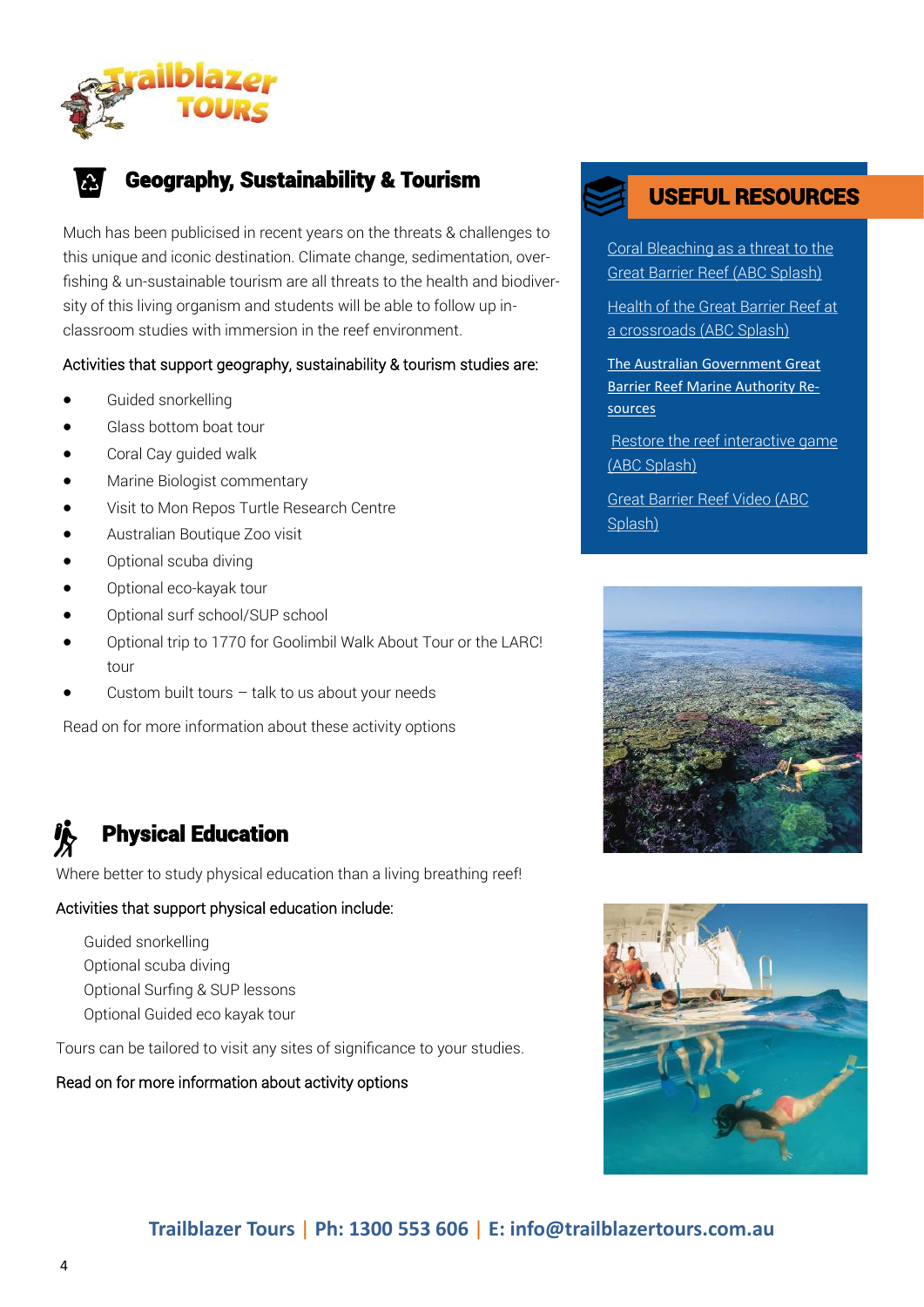## Geography, Sustainability & Tourism

Much has been publicised in recent years on the threats & challenges to this unique and iconic destination. Climate change, sedimentation, over-fishing & un-sustainable tourism are all threats to the health and biodiversity of this living organism and students will be able to follow up in-classroom studies with immersion in the reef environment.

Activities that support geography, sustainability & tourism studies are:

- Guided snorkelling
- Glass bottom boat tour
- Coral Cay guided walk
- Marine Biologist commentary
- Visit to Mon Repos Turtle Research Centre
- Australian Boutique Zoo visit
- Optional scuba diving
- Optional eco-kayak tour
- Optional surf school/SUP school
- Optional trip to 1770 for Goolimbil Walk About Tour or the LARC! tour
- Custom built tours – talk to us about your needs

Read on for more information about these activity options

## Physical Education

Where better to study physical education than a living breathing reef!

Activities that support physical education include:

Guided snorkelling
Optional scuba diving
Optional Surfing & SUP lessons
Optional Guided eco kayak tour

Tours can be tailored to visit any sites of significance to your studies.

Read on for more information about activity options

## USEFUL RESOURCES

Coral Bleaching as a threat to the Great Barrier Reef (ABC Splash)

Health of the Great Barrier Reef at a crossroads (ABC Splash)

The Australian Government Great Barrier Reef Marine Authority Resources

Restore the reef interactive game (ABC Splash)

Great Barrier Reef Video (ABC Splash)

**Trailblazer Tours | Ph: 1300 553 606 | E: info@trailblazertours.com.au**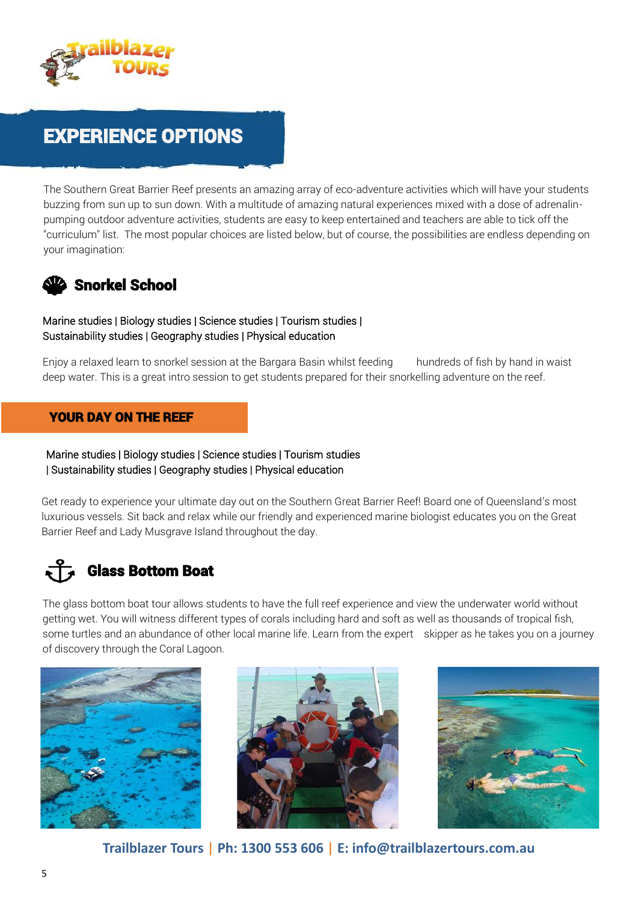# EXPERIENCE OPTIONS

The Southern Great Barrier Reef presents an amazing array of eco-adventure activities which will have your students buzzing from sun up to sun down. With a multitude of amazing natural experiences mixed with a dose of adrenalin-pumping outdoor adventure activities, students are easy to keep entertained and teachers are able to tick off the "curriculum" list. The most popular choices are listed below, but of course, the possibilities are endless depending on your imagination:

## Snorkel School

Marine studies | Biology studies | Science studies | Tourism studies | Sustainability studies | Geography studies | Physical education

Enjoy a relaxed learn to snorkel session at the Bargara Basin whilst feeding hundreds of fish by hand in waist deep water. This is a great intro session to get students prepared for their snorkelling adventure on the reef.

## YOUR DAY ON THE REEF

Marine studies | Biology studies | Science studies | Tourism studies | Sustainability studies | Geography studies | Physical education

Get ready to experience your ultimate day out on the Southern Great Barrier Reef! Board one of Queensland's most luxurious vessels. Sit back and relax while our friendly and experienced marine biologist educates you on the Great Barrier Reef and Lady Musgrave Island throughout the day.

## Glass Bottom Boat

The glass bottom boat tour allows students to have the full reef experience and view the underwater world without getting wet. You will witness different types of corals including hard and soft as well as thousands of tropical fish, some turtles and an abundance of other local marine life. Learn from the expert skipper as he takes you on a journey of discovery through the Coral Lagoon.

**Trailblazer Tours | Ph: 1300 553 606 | E: info@trailblazertours.com.au**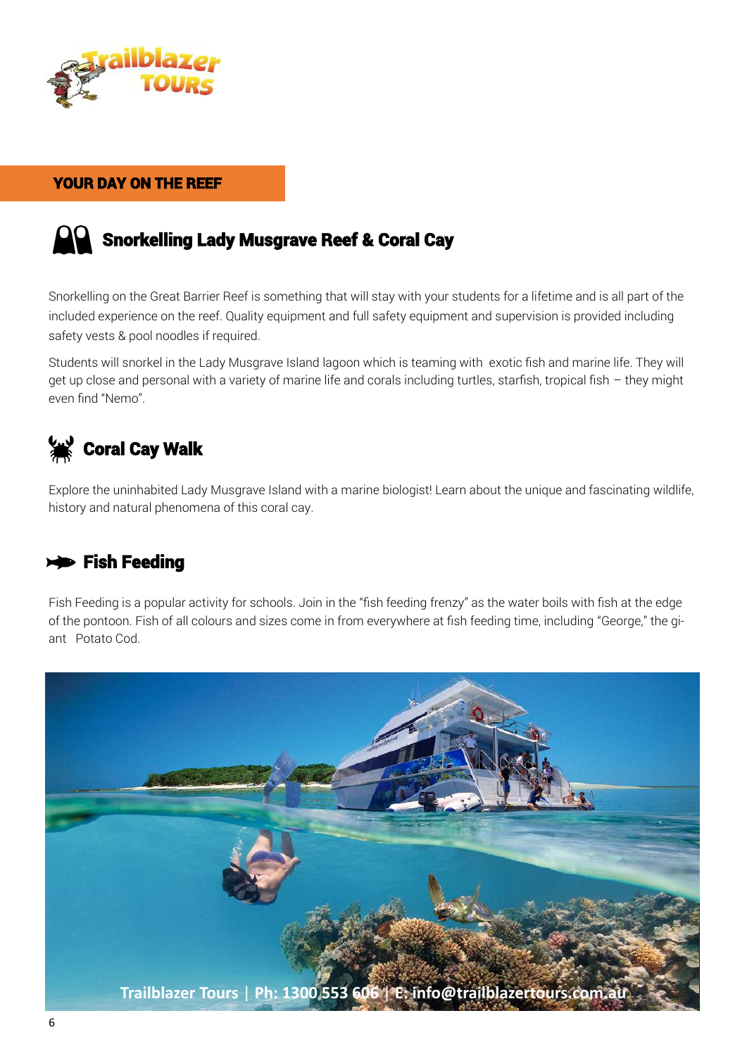## YOUR DAY ON THE REEF

### Snorkelling Lady Musgrave Reef & Coral Cay

Snorkelling on the Great Barrier Reef is something that will stay with your students for a lifetime and is all part of the included experience on the reef. Quality equipment and full safety equipment and supervision is provided including safety vests & pool noodles if required.

Students will snorkel in the Lady Musgrave Island lagoon which is teaming with exotic fish and marine life. They will get up close and personal with a variety of marine life and corals including turtles, starfish, tropical fish – they might even find "Nemo".

### Coral Cay Walk

Explore the uninhabited Lady Musgrave Island with a marine biologist! Learn about the unique and fascinating wildlife, history and natural phenomena of this coral cay.

### Fish Feeding

Fish Feeding is a popular activity for schools. Join in the "fish feeding frenzy" as the water boils with fish at the edge of the pontoon. Fish of all colours and sizes come in from everywhere at fish feeding time, including "George," the giant Potato Cod.

Trailblazer Tours | Ph: 1300 553 606 | E: info@trailblazertours.com.au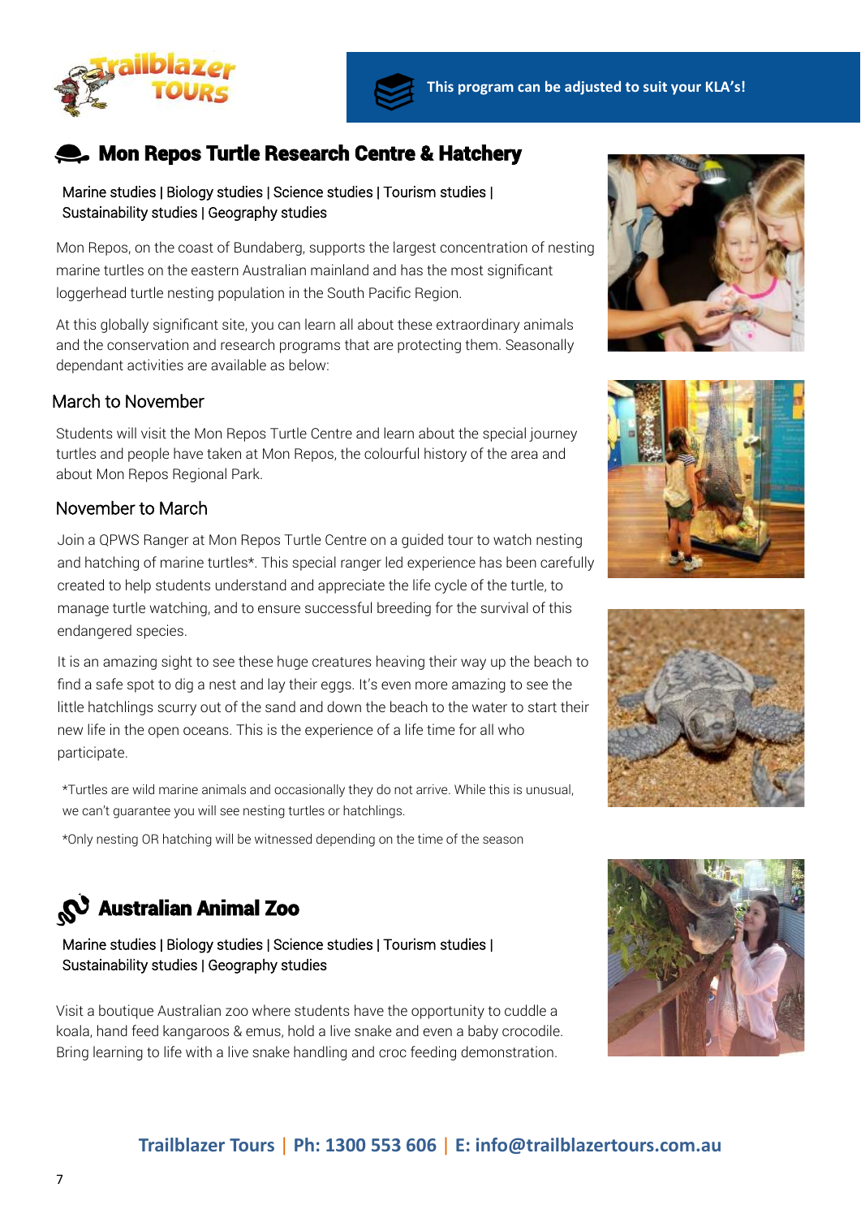This program can be adjusted to suit your KLA's!

## Mon Repos Turtle Research Centre & Hatchery

Marine studies | Biology studies | Science studies | Tourism studies | Sustainability studies | Geography studies

Mon Repos, on the coast of Bundaberg, supports the largest concentration of nesting marine turtles on the eastern Australian mainland and has the most significant loggerhead turtle nesting population in the South Pacific Region.

At this globally significant site, you can learn all about these extraordinary animals and the conservation and research programs that are protecting them. Seasonally dependant activities are available as below:

### March to November

Students will visit the Mon Repos Turtle Centre and learn about the special journey turtles and people have taken at Mon Repos, the colourful history of the area and about Mon Repos Regional Park.

### November to March

Join a QPWS Ranger at Mon Repos Turtle Centre on a guided tour to watch nesting and hatching of marine turtles*. This special ranger led experience has been carefully created to help students understand and appreciate the life cycle of the turtle, to manage turtle watching, and to ensure successful breeding for the survival of this endangered species.

It is an amazing sight to see these huge creatures heaving their way up the beach to find a safe spot to dig a nest and lay their eggs. It's even more amazing to see the little hatchlings scurry out of the sand and down the beach to the water to start their new life in the open oceans. This is the experience of a life time for all who participate.

*Turtles are wild marine animals and occasionally they do not arrive. While this is unusual, we can't guarantee you will see nesting turtles or hatchlings.

*Only nesting OR hatching will be witnessed depending on the time of the season

## Australian Animal Zoo

Marine studies | Biology studies | Science studies | Tourism studies | Sustainability studies | Geography studies

Visit a boutique Australian zoo where students have the opportunity to cuddle a koala, hand feed kangaroos & emus, hold a live snake and even a baby crocodile. Bring learning to life with a live snake handling and croc feeding demonstration.

Trailblazer Tours | Ph: 1300 553 606 | E: info@trailblazertours.com.au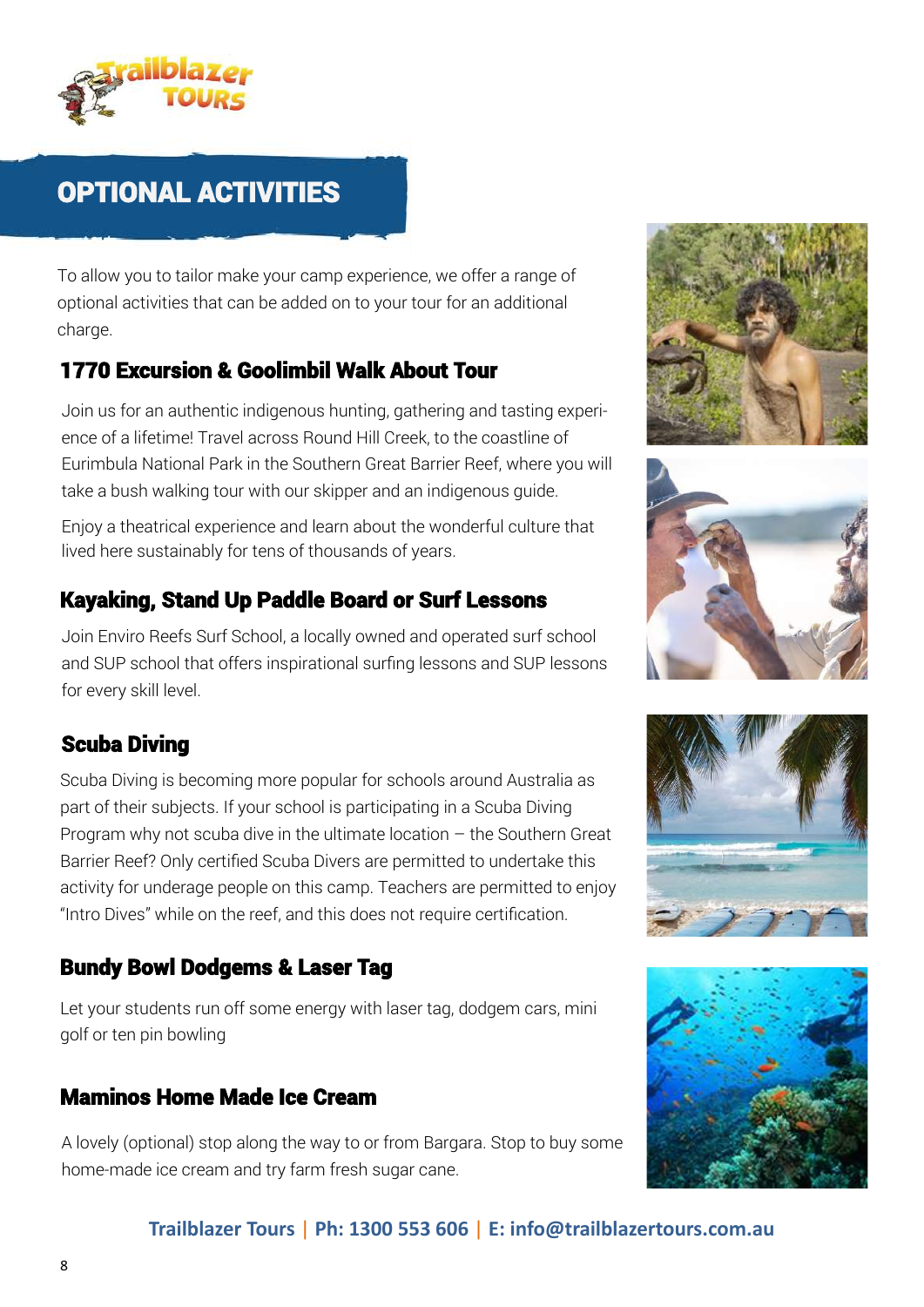# OPTIONAL ACTIVITIES

To allow you to tailor make your camp experience, we offer a range of optional activities that can be added on to your tour for an additional charge.

## 1770 Excursion & Goolimbil Walk About Tour

Join us for an authentic indigenous hunting, gathering and tasting experience of a lifetime! Travel across Round Hill Creek, to the coastline of Eurimbula National Park in the Southern Great Barrier Reef, where you will take a bush walking tour with our skipper and an indigenous guide.

Enjoy a theatrical experience and learn about the wonderful culture that lived here sustainably for tens of thousands of years.

## Kayaking, Stand Up Paddle Board or Surf Lessons

Join Enviro Reefs Surf School, a locally owned and operated surf school and SUP school that offers inspirational surfing lessons and SUP lessons for every skill level.

## Scuba Diving

Scuba Diving is becoming more popular for schools around Australia as part of their subjects. If your school is participating in a Scuba Diving Program why not scuba dive in the ultimate location – the Southern Great Barrier Reef? Only certified Scuba Divers are permitted to undertake this activity for underage people on this camp. Teachers are permitted to enjoy "Intro Dives" while on the reef, and this does not require certification.

## Bundy Bowl Dodgems & Laser Tag

Let your students run off some energy with laser tag, dodgem cars, mini golf or ten pin bowling

## Maminos Home Made Ice Cream

A lovely (optional) stop along the way to or from Bargara. Stop to buy some home-made ice cream and try farm fresh sugar cane.

**Trailblazer Tours | Ph: 1300 553 606 | E: info@trailblazertours.com.au**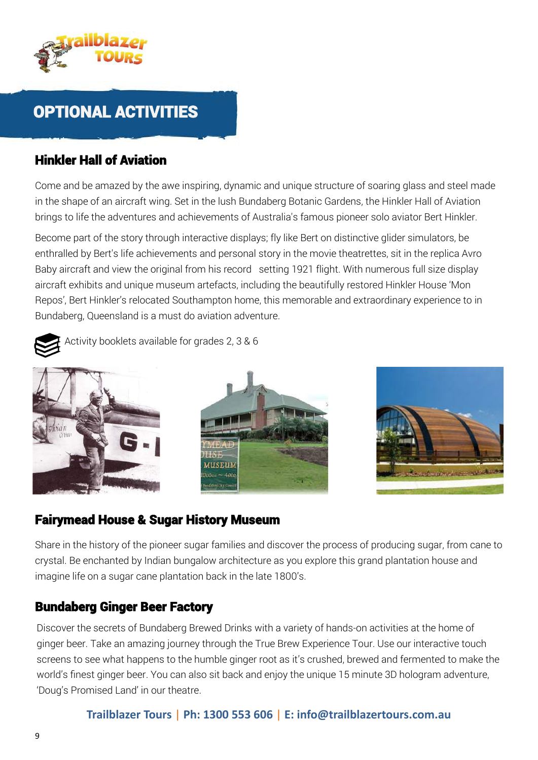# OPTIONAL ACTIVITIES

## Hinkler Hall of Aviation

Come and be amazed by the awe inspiring, dynamic and unique structure of soaring glass and steel made in the shape of an aircraft wing. Set in the lush Bundaberg Botanic Gardens, the Hinkler Hall of Aviation brings to life the adventures and achievements of Australia's famous pioneer solo aviator Bert Hinkler.

Become part of the story through interactive displays; fly like Bert on distinctive glider simulators, be enthralled by Bert's life achievements and personal story in the movie theatrettes, sit in the replica Avro Baby aircraft and view the original from his record setting 1921 flight. With numerous full size display aircraft exhibits and unique museum artefacts, including the beautifully restored Hinkler House 'Mon Repos', Bert Hinkler's relocated Southampton home, this memorable and extraordinary experience to in Bundaberg, Queensland is a must do aviation adventure.

Activity booklets available for grades 2, 3 & 6

## Fairymead House & Sugar History Museum

Share in the history of the pioneer sugar families and discover the process of producing sugar, from cane to crystal. Be enchanted by Indian bungalow architecture as you explore this grand plantation house and imagine life on a sugar cane plantation back in the late 1800's.

## Bundaberg Ginger Beer Factory

Discover the secrets of Bundaberg Brewed Drinks with a variety of hands-on activities at the home of ginger beer. Take an amazing journey through the True Brew Experience Tour. Use our interactive touch screens to see what happens to the humble ginger root as it's crushed, brewed and fermented to make the world's finest ginger beer. You can also sit back and enjoy the unique 15 minute 3D hologram adventure, 'Doug's Promised Land' in our theatre.

**Trailblazer Tours | Ph: 1300 553 606 | E: info@trailblazertours.com.au**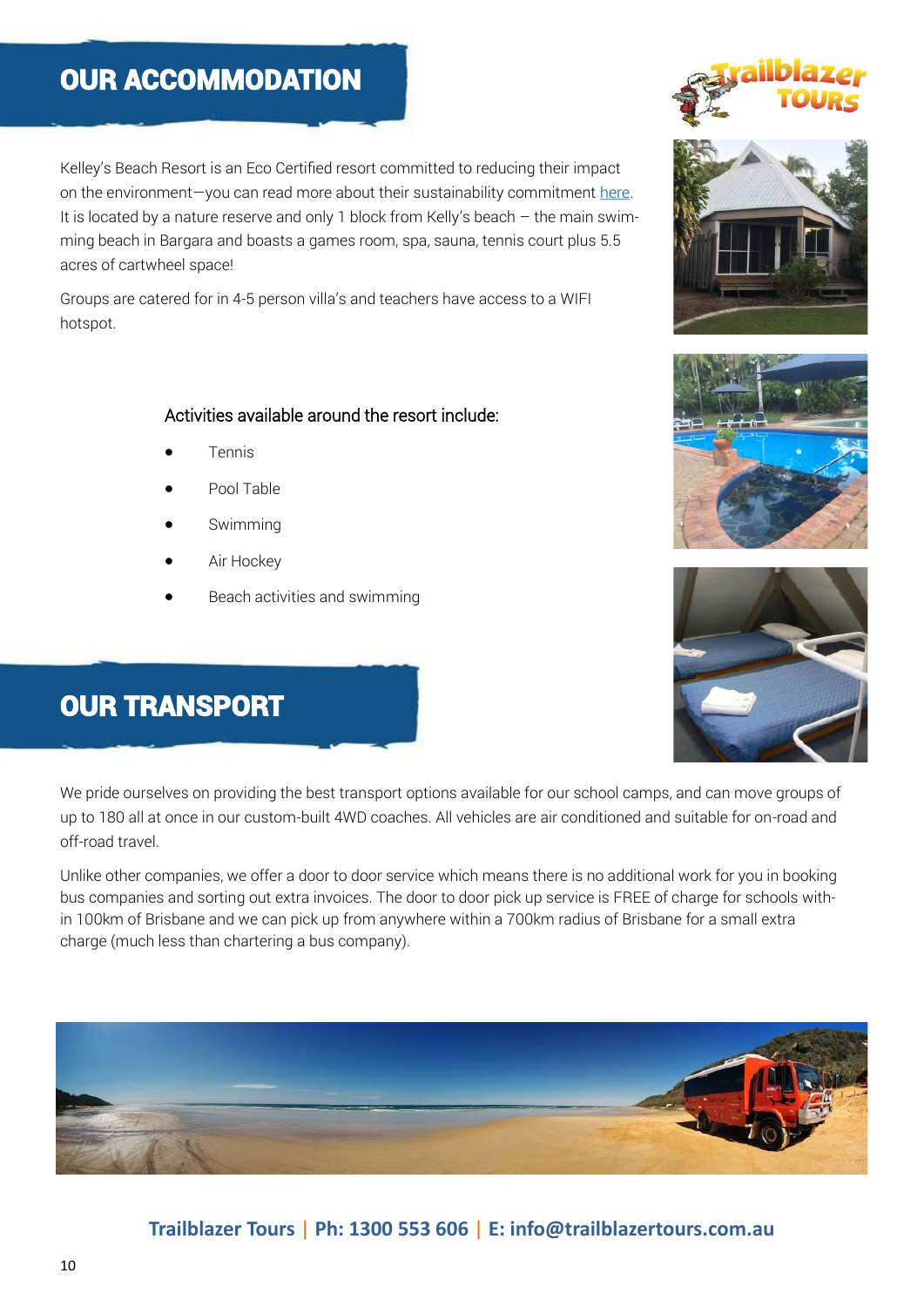# OUR ACCOMMODATION

Kelley's Beach Resort is an Eco Certified resort committed to reducing their impact on the environment—you can read more about their sustainability commitment here. It is located by a nature reserve and only 1 block from Kelly's beach – the main swimming beach in Bargara and boasts a games room, spa, sauna, tennis court plus 5.5 acres of cartwheel space!

Groups are catered for in 4-5 person villa's and teachers have access to a WIFI hotspot.

Activities available around the resort include:

- Tennis
- Pool Table
- Swimming
- Air Hockey
- Beach activities and swimming

# OUR TRANSPORT

We pride ourselves on providing the best transport options available for our school camps, and can move groups of up to 180 all at once in our custom-built 4WD coaches. All vehicles are air conditioned and suitable for on-road and off-road travel.

Unlike other companies, we offer a door to door service which means there is no additional work for you in booking bus companies and sorting out extra invoices. The door to door pick up service is FREE of charge for schools within 100km of Brisbane and we can pick up from anywhere within a 700km radius of Brisbane for a small extra charge (much less than chartering a bus company).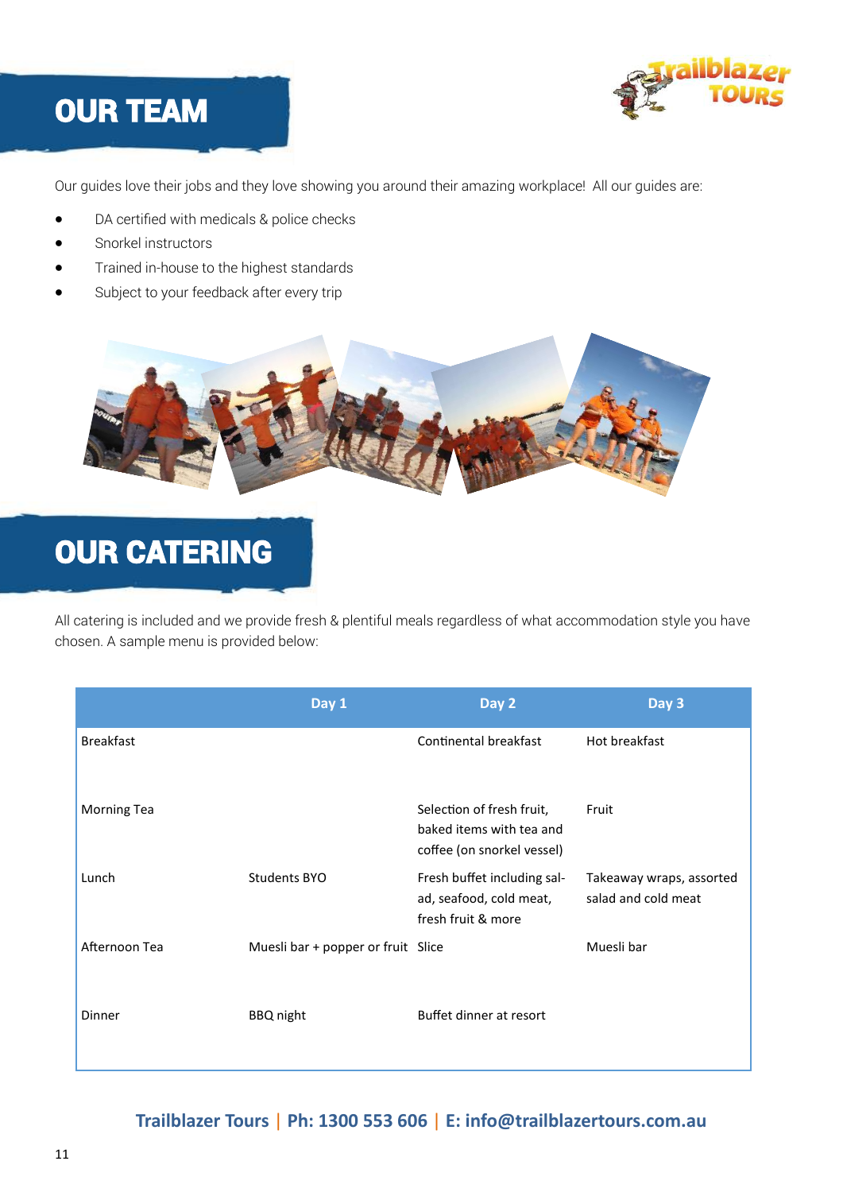## OUR TEAM

Our guides love their jobs and they love showing you around their amazing workplace! All our guides are:

- DA certified with medicals & police checks
- Snorkel instructors
- Trained in-house to the highest standards
- Subject to your feedback after every trip

## OUR CATERING

All catering is included and we provide fresh & plentiful meals regardless of what accommodation style you have chosen. A sample menu is provided below:

| | Day 1 | Day 2 | Day 3 |
|---|---|---|---|
| Breakfast | | Continental breakfast | Hot breakfast |
| Morning Tea | | Selection of fresh fruit, baked items with tea and coffee (on snorkel vessel) | Fruit |
| Lunch | Students BYO | Fresh buffet including salad, seafood, cold meat, fresh fruit & more | Takeaway wraps, assorted salad and cold meat |
| Afternoon Tea | Muesli bar + popper or fruit | Slice | Muesli bar |
| Dinner | BBQ night | Buffet dinner at resort | |

**Trailblazer Tours | Ph: 1300 553 606 | E: info@trailblazertours.com.au**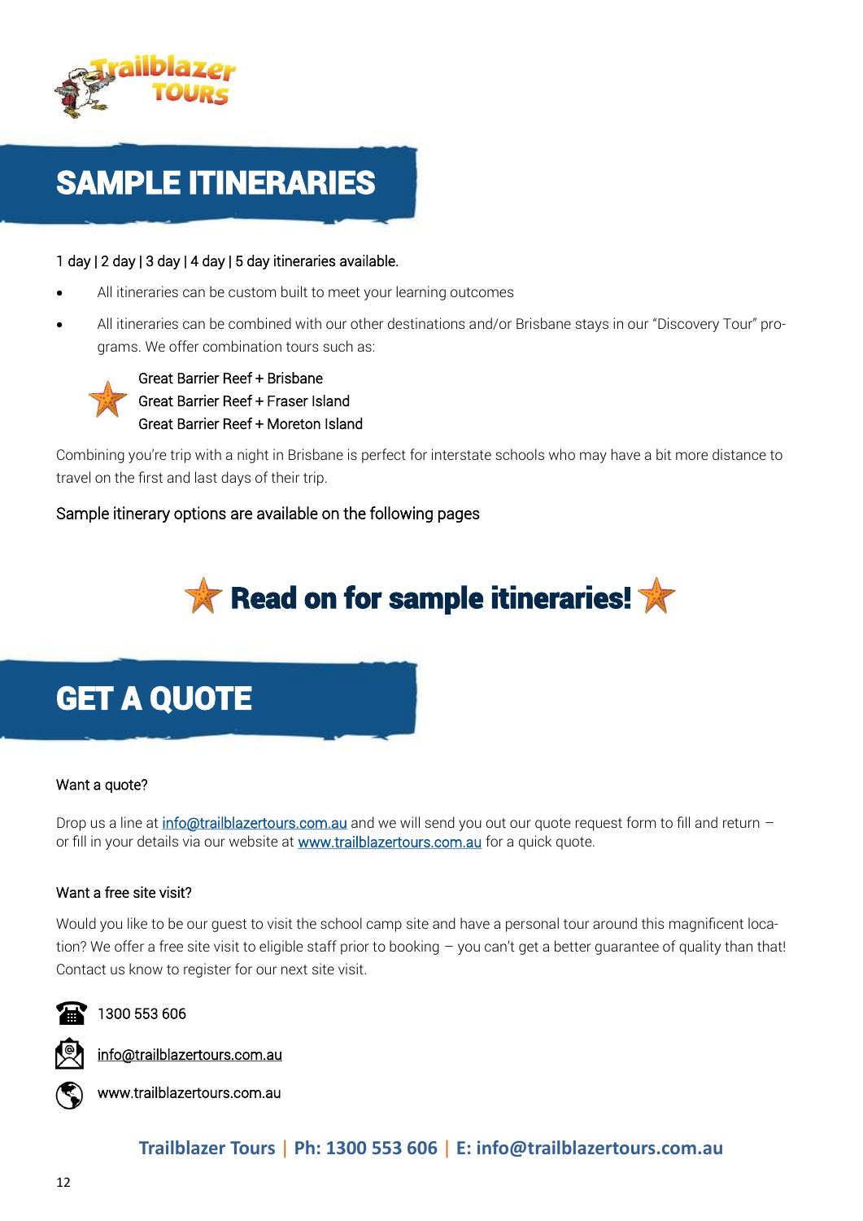# SAMPLE ITINERARIES

1 day | 2 day | 3 day | 4 day | 5 day itineraries available.

- All itineraries can be custom built to meet your learning outcomes
- All itineraries can be combined with our other destinations and/or Brisbane stays in our "Discovery Tour" programs. We offer combination tours such as:

Great Barrier Reef + Brisbane
Great Barrier Reef + Fraser Island
Great Barrier Reef + Moreton Island

Combining you're trip with a night in Brisbane is perfect for interstate schools who may have a bit more distance to travel on the first and last days of their trip.

Sample itinerary options are available on the following pages

## Read on for sample itineraries!

# GET A QUOTE

Want a quote?

Drop us a line at info@trailblazertours.com.au and we will send you out our quote request form to fill and return – or fill in your details via our website at www.trailblazertours.com.au for a quick quote.

Want a free site visit?

Would you like to be our guest to visit the school camp site and have a personal tour around this magnificent location? We offer a free site visit to eligible staff prior to booking – you can't get a better guarantee of quality than that! Contact us know to register for our next site visit.

1300 553 606

info@trailblazertours.com.au

www.trailblazertours.com.au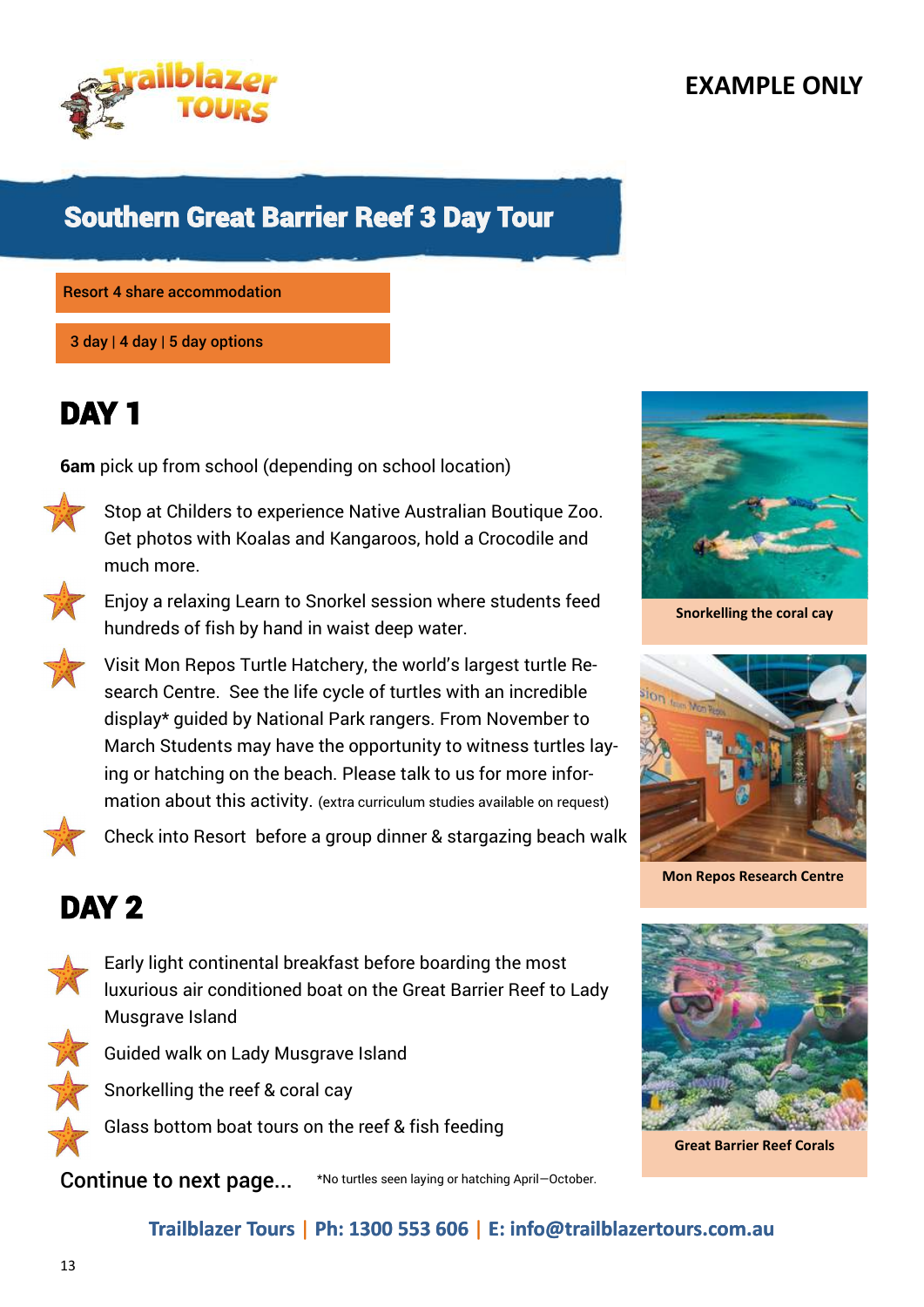EXAMPLE ONLY

# Southern Great Barrier Reef 3 Day Tour

Resort 4 share accommodation

3 day | 4 day | 5 day options

## DAY 1

**6am** pick up from school (depending on school location)

- Stop at Childers to experience Native Australian Boutique Zoo. Get photos with Koalas and Kangaroos, hold a Crocodile and much more.
- Enjoy a relaxing Learn to Snorkel session where students feed hundreds of fish by hand in waist deep water.
- Visit Mon Repos Turtle Hatchery, the world's largest turtle Research Centre. See the life cycle of turtles with an incredible display* guided by National Park rangers. From November to March Students may have the opportunity to witness turtles laying or hatching on the beach. Please talk to us for more information about this activity. (extra curriculum studies available on request)
- Check into Resort before a group dinner & stargazing beach walk

## DAY 2

- Early light continental breakfast before boarding the most luxurious air conditioned boat on the Great Barrier Reef to Lady Musgrave Island
- Guided walk on Lady Musgrave Island
- Snorkelling the reef & coral cay
- Glass bottom boat tours on the reef & fish feeding

Continue to next page...

*No turtles seen laying or hatching April—October.

Snorkelling the coral cay

Mon Repos Research Centre

Great Barrier Reef Corals

Trailblazer Tours | Ph: 1300 553 606 | E: info@trailblazertours.com.au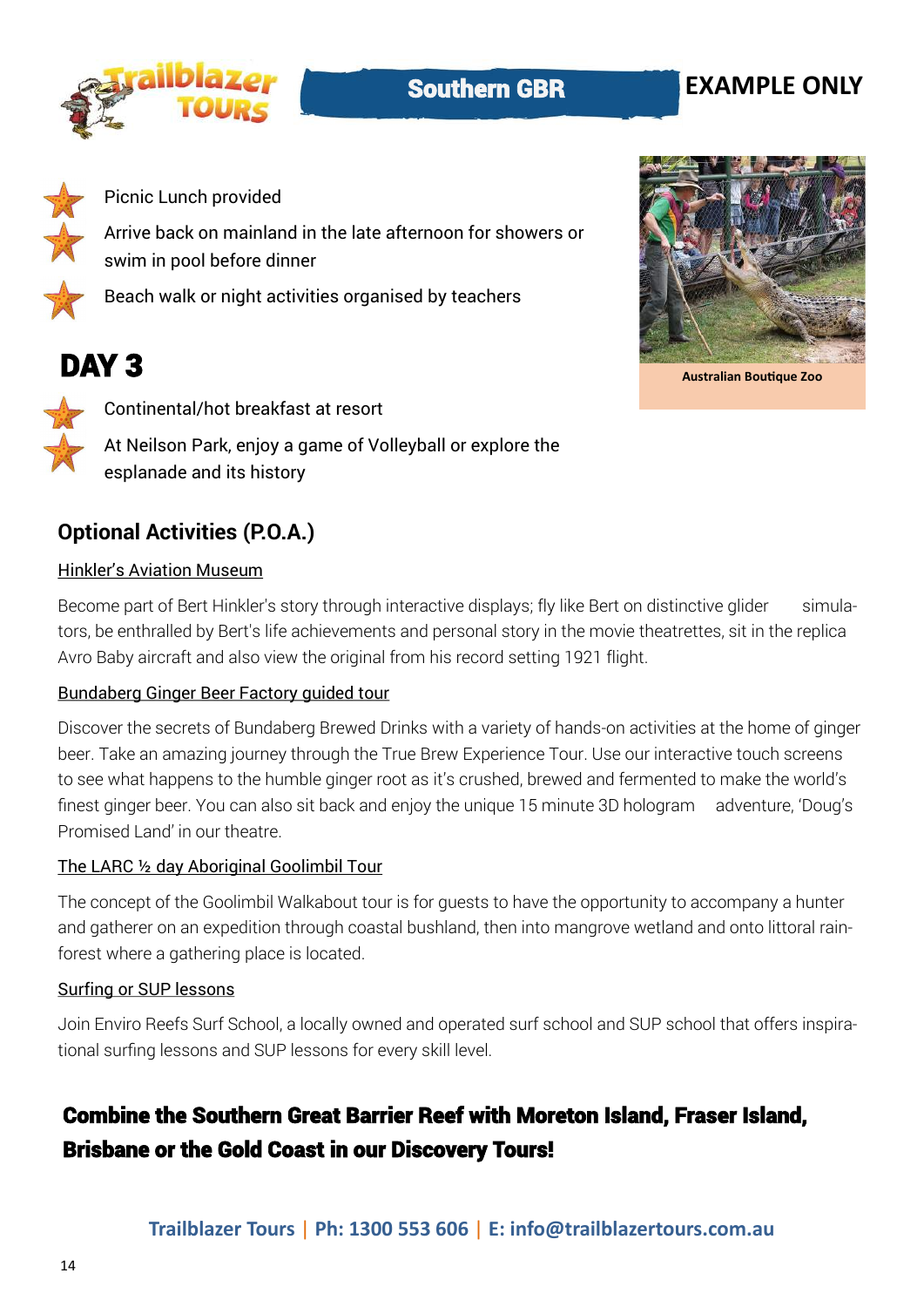Southern GBR

EXAMPLE ONLY

- Picnic Lunch provided
- Arrive back on mainland in the late afternoon for showers or swim in pool before dinner
- Beach walk or night activities organised by teachers

Australian Boutique Zoo

# DAY 3

- Continental/hot breakfast at resort
- At Neilson Park, enjoy a game of Volleyball or explore the esplanade and its history

## Optional Activities (P.O.A.)

Hinkler's Aviation Museum

Become part of Bert Hinkler's story through interactive displays; fly like Bert on distinctive glider simulators, be enthralled by Bert's life achievements and personal story in the movie theatrettes, sit in the replica Avro Baby aircraft and also view the original from his record setting 1921 flight.

Bundaberg Ginger Beer Factory guided tour

Discover the secrets of Bundaberg Brewed Drinks with a variety of hands-on activities at the home of ginger beer. Take an amazing journey through the True Brew Experience Tour. Use our interactive touch screens to see what happens to the humble ginger root as it's crushed, brewed and fermented to make the world's finest ginger beer. You can also sit back and enjoy the unique 15 minute 3D hologram adventure, 'Doug's Promised Land' in our theatre.

The LARC ½ day Aboriginal Goolimbil Tour

The concept of the Goolimbil Walkabout tour is for guests to have the opportunity to accompany a hunter and gatherer on an expedition through coastal bushland, then into mangrove wetland and onto littoral rainforest where a gathering place is located.

Surfing or SUP lessons

Join Enviro Reefs Surf School, a locally owned and operated surf school and SUP school that offers inspirational surfing lessons and SUP lessons for every skill level.

**Combine the Southern Great Barrier Reef with Moreton Island, Fraser Island, Brisbane or the Gold Coast in our Discovery Tours!**

Trailblazer Tours | Ph: 1300 553 606 | E: info@trailblazertours.com.au